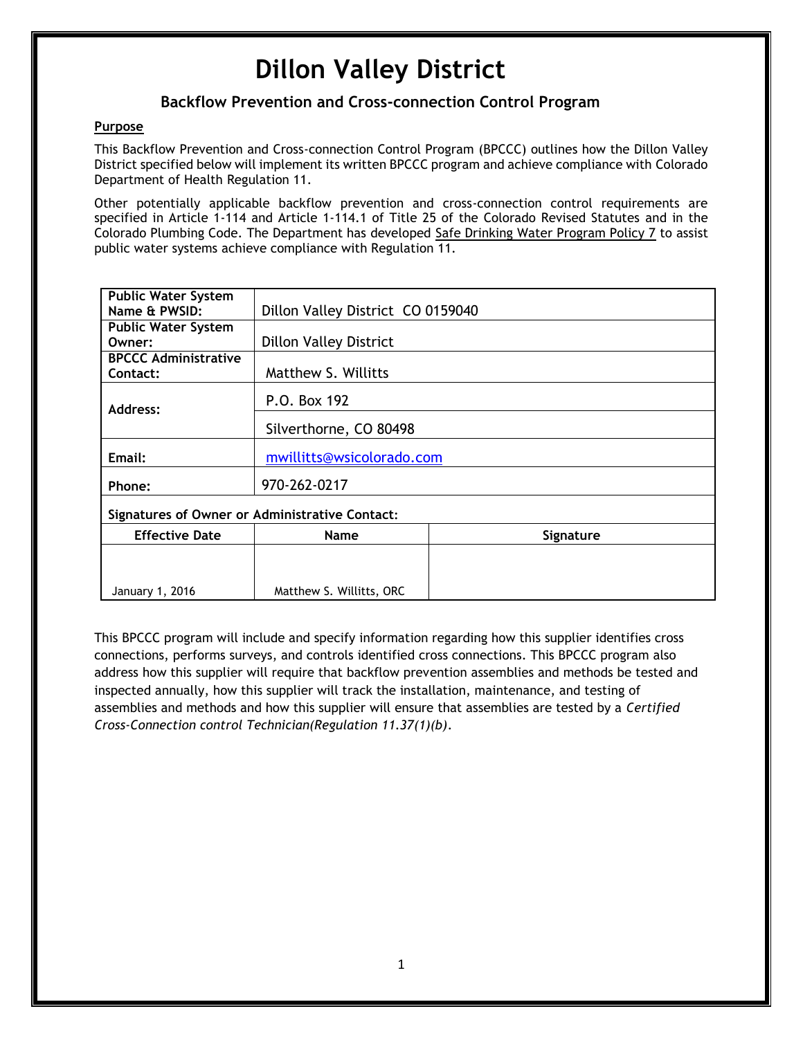# Dillon Valley District

## Backflow Prevention and Cross-connection Control Program

**Purpose**

This Backflow Prevention and Cross-connection Control Program (BPCCC) outlines how the Dillon Valley District specified below will implement its written BPCCC program and achieve compliance with Colorado Department of Health Regulation 11.

Other potentially applicable backflow prevention and cross-connection control requirements are specified in Article 1-114 and Article 1-114.1 of Title 25 of the Colorado Revised Statutes and in the Colorado Plumbing Code. The Department has developed Safe Drinking Water Program Policy 7 to assist public water systems achieve compliance with Regulation 11.

| **Public Water System Name & PWSID:** | Dillon Valley District CO 0159040 | |
|---|---|---|
| **Public Water System Owner:** | Dillon Valley District | |
| **BPCCC Administrative Contact:** | Matthew S. Willitts | |
| **Address:** | P.O. Box 192 | |
| | Silverthorne, CO 80498 | |
| **Email:** | mwillitts@wsicolorado.com | |
| **Phone:** | 970-262-0217 | |
| **Signatures of Owner or Administrative Contact:** | | |
| **Effective Date** | **Name** | **Signature** |
| January 1, 2016 | Matthew S. Willitts, ORC | |

This BPCCC program will include and specify information regarding how this supplier identifies cross connections, performs surveys, and controls identified cross connections. This BPCCC program also address how this supplier will require that backflow prevention assemblies and methods be tested and inspected annually, how this supplier will track the installation, maintenance, and testing of assemblies and methods and how this supplier will ensure that assemblies are tested by a *Certified Cross-Connection control Technician(Regulation 11.37(1)(b).*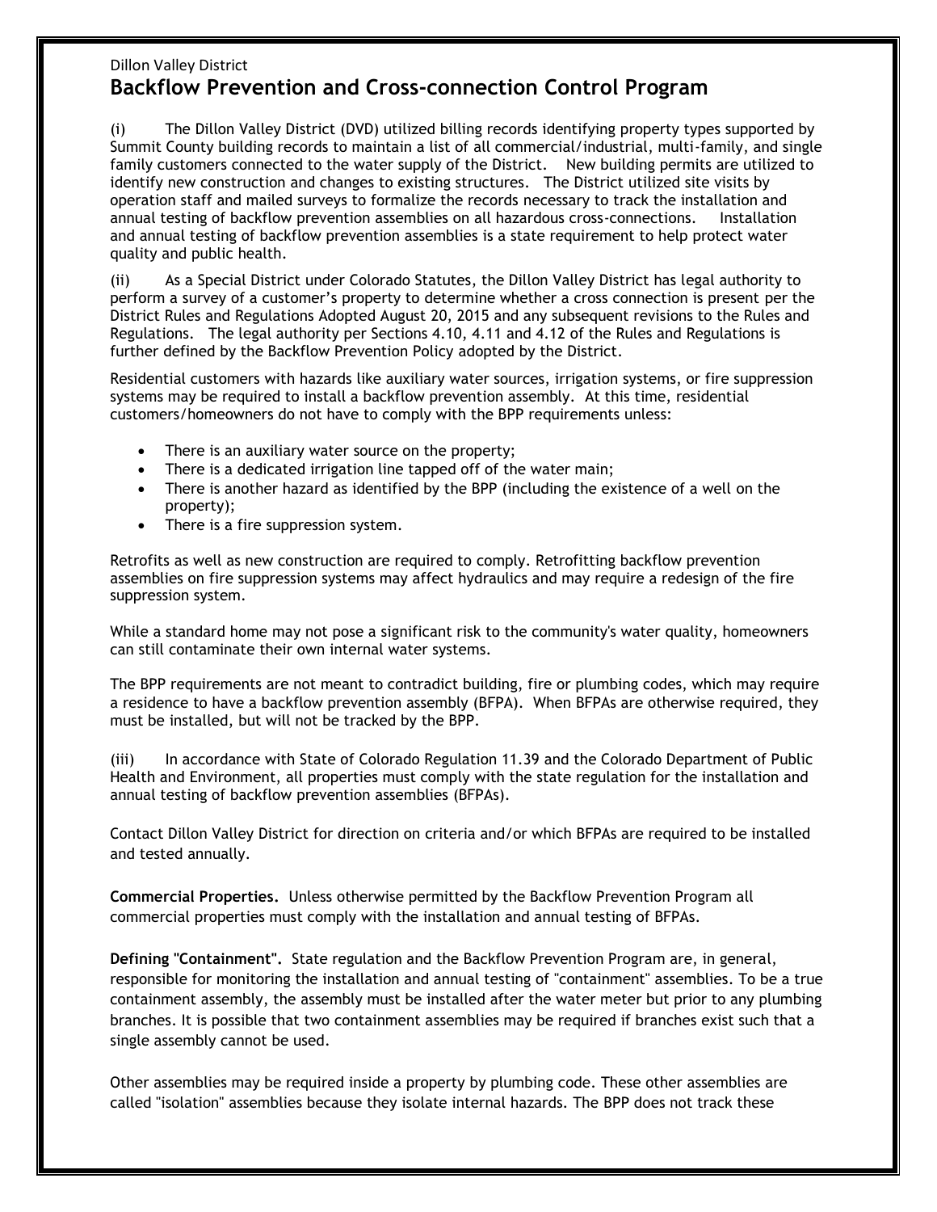Dillon Valley District

# Backflow Prevention and Cross-connection Control Program

(i) The Dillon Valley District (DVD) utilized billing records identifying property types supported by Summit County building records to maintain a list of all commercial/industrial, multi-family, and single family customers connected to the water supply of the District. New building permits are utilized to identify new construction and changes to existing structures. The District utilized site visits by operation staff and mailed surveys to formalize the records necessary to track the installation and annual testing of backflow prevention assemblies on all hazardous cross-connections. Installation and annual testing of backflow prevention assemblies is a state requirement to help protect water quality and public health.

(ii) As a Special District under Colorado Statutes, the Dillon Valley District has legal authority to perform a survey of a customer's property to determine whether a cross connection is present per the District Rules and Regulations Adopted August 20, 2015 and any subsequent revisions to the Rules and Regulations. The legal authority per Sections 4.10, 4.11 and 4.12 of the Rules and Regulations is further defined by the Backflow Prevention Policy adopted by the District.

Residential customers with hazards like auxiliary water sources, irrigation systems, or fire suppression systems may be required to install a backflow prevention assembly. At this time, residential customers/homeowners do not have to comply with the BPP requirements unless:

- There is an auxiliary water source on the property;
- There is a dedicated irrigation line tapped off of the water main;
- There is another hazard as identified by the BPP (including the existence of a well on the property);
- There is a fire suppression system.

Retrofits as well as new construction are required to comply. Retrofitting backflow prevention assemblies on fire suppression systems may affect hydraulics and may require a redesign of the fire suppression system.

While a standard home may not pose a significant risk to the community's water quality, homeowners can still contaminate their own internal water systems.

The BPP requirements are not meant to contradict building, fire or plumbing codes, which may require a residence to have a backflow prevention assembly (BFPA). When BFPAs are otherwise required, they must be installed, but will not be tracked by the BPP.

(iii) In accordance with State of Colorado Regulation 11.39 and the Colorado Department of Public Health and Environment, all properties must comply with the state regulation for the installation and annual testing of backflow prevention assemblies (BFPAs).

Contact Dillon Valley District for direction on criteria and/or which BFPAs are required to be installed and tested annually.

**Commercial Properties.** Unless otherwise permitted by the Backflow Prevention Program all commercial properties must comply with the installation and annual testing of BFPAs.

**Defining "Containment".** State regulation and the Backflow Prevention Program are, in general, responsible for monitoring the installation and annual testing of "containment" assemblies. To be a true containment assembly, the assembly must be installed after the water meter but prior to any plumbing branches. It is possible that two containment assemblies may be required if branches exist such that a single assembly cannot be used.

Other assemblies may be required inside a property by plumbing code. These other assemblies are called "isolation" assemblies because they isolate internal hazards. The BPP does not track these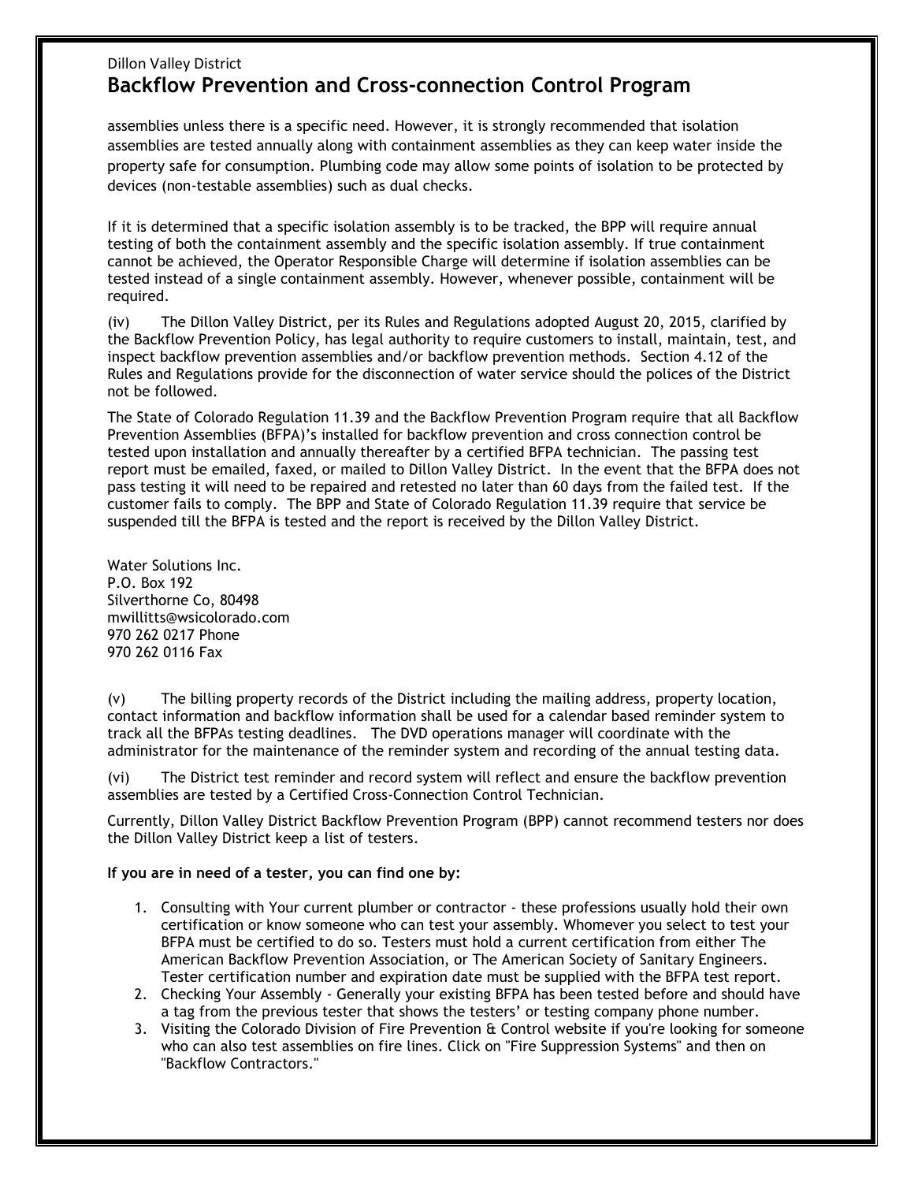assemblies unless there is a specific need. However, it is strongly recommended that isolation assemblies are tested annually along with containment assemblies as they can keep water inside the property safe for consumption. Plumbing code may allow some points of isolation to be protected by devices (non-testable assemblies) such as dual checks.

If it is determined that a specific isolation assembly is to be tracked, the BPP will require annual testing of both the containment assembly and the specific isolation assembly. If true containment cannot be achieved, the Operator Responsible Charge will determine if isolation assemblies can be tested instead of a single containment assembly. However, whenever possible, containment will be required.

(iv) The Dillon Valley District, per its Rules and Regulations adopted August 20, 2015, clarified by the Backflow Prevention Policy, has legal authority to require customers to install, maintain, test, and inspect backflow prevention assemblies and/or backflow prevention methods. Section 4.12 of the Rules and Regulations provide for the disconnection of water service should the polices of the District not be followed.

The State of Colorado Regulation 11.39 and the Backflow Prevention Program require that all Backflow Prevention Assemblies (BFPA)'s installed for backflow prevention and cross connection control be tested upon installation and annually thereafter by a certified BFPA technician. The passing test report must be emailed, faxed, or mailed to Dillon Valley District. In the event that the BFPA does not pass testing it will need to be repaired and retested no later than 60 days from the failed test. If the customer fails to comply. The BPP and State of Colorado Regulation 11.39 require that service be suspended till the BFPA is tested and the report is received by the Dillon Valley District.

Water Solutions Inc.
P.O. Box 192
Silverthorne Co, 80498
mwillitts@wsicolorado.com
970 262 0217 Phone
970 262 0116 Fax

(v) The billing property records of the District including the mailing address, property location, contact information and backflow information shall be used for a calendar based reminder system to track all the BFPAs testing deadlines. The DVD operations manager will coordinate with the administrator for the maintenance of the reminder system and recording of the annual testing data.

(vi) The District test reminder and record system will reflect and ensure the backflow prevention assemblies are tested by a Certified Cross-Connection Control Technician.

Currently, Dillon Valley District Backflow Prevention Program (BPP) cannot recommend testers nor does the Dillon Valley District keep a list of testers.

**If you are in need of a tester, you can find one by:**

1. Consulting with Your current plumber or contractor - these professions usually hold their own certification or know someone who can test your assembly. Whomever you select to test your BFPA must be certified to do so. Testers must hold a current certification from either The American Backflow Prevention Association, or The American Society of Sanitary Engineers. Tester certification number and expiration date must be supplied with the BFPA test report.
2. Checking Your Assembly - Generally your existing BFPA has been tested before and should have a tag from the previous tester that shows the testers' or testing company phone number.
3. Visiting the Colorado Division of Fire Prevention & Control website if you're looking for someone who can also test assemblies on fire lines. Click on "Fire Suppression Systems" and then on "Backflow Contractors."